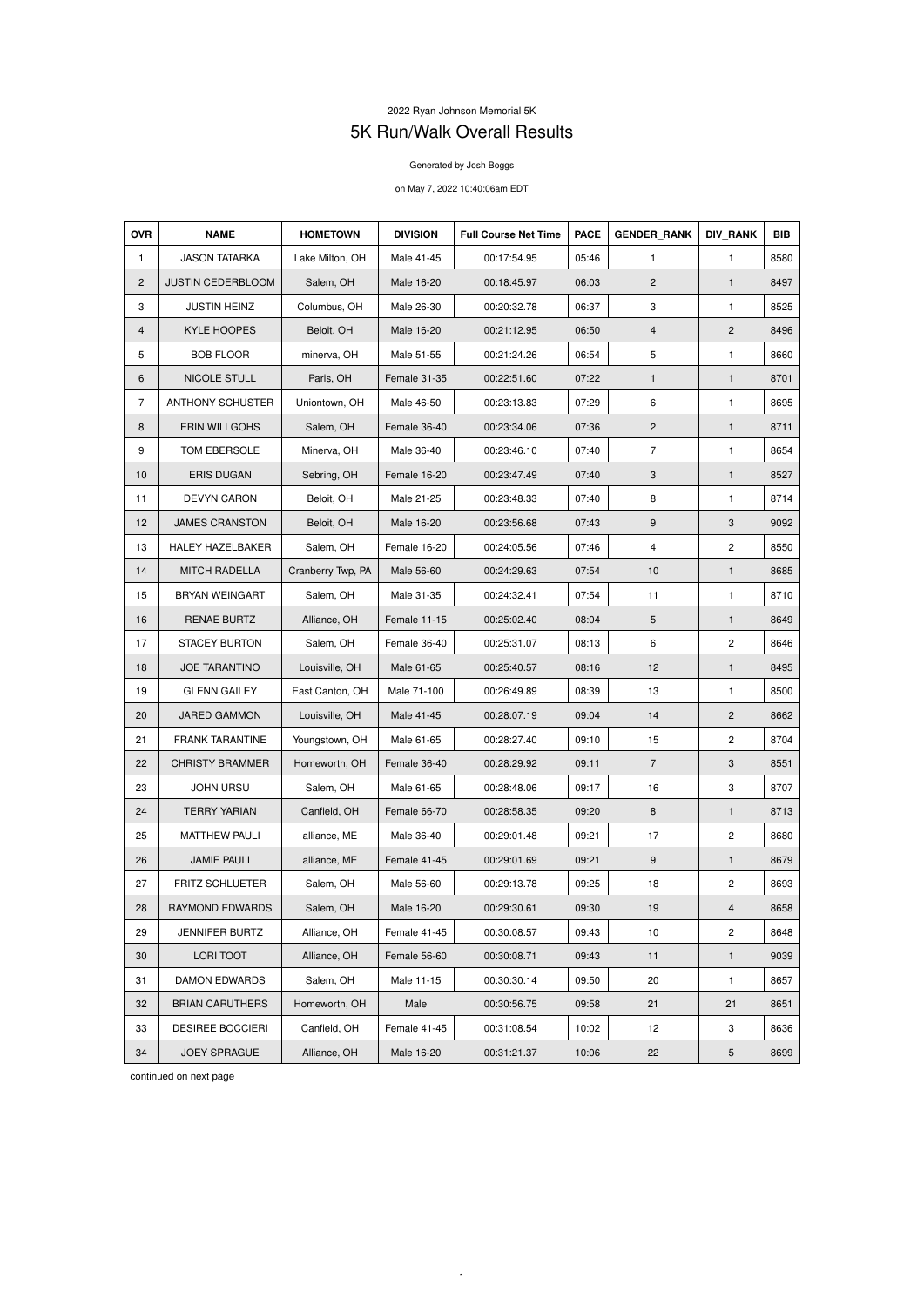2022 Ryan Johnson Memorial 5K

# 5K Run/Walk Overall Results

Generated by Josh Boggs

on May 7, 2022 10:40:06am EDT

| OVR | NAME | HOMETOWN | DIVISION | Full Course Net Time | PACE | GENDER_RANK | DIV_RANK | BIB |
|---|---|---|---|---|---|---|---|---|
| 1 | JASON TATARKA | Lake Milton, OH | Male 41-45 | 00:17:54.95 | 05:46 | 1 | 1 | 8580 |
| 2 | JUSTIN CEDERBLOOM | Salem, OH | Male 16-20 | 00:18:45.97 | 06:03 | 2 | 1 | 8497 |
| 3 | JUSTIN HEINZ | Columbus, OH | Male 26-30 | 00:20:32.78 | 06:37 | 3 | 1 | 8525 |
| 4 | KYLE HOOPES | Beloit, OH | Male 16-20 | 00:21:12.95 | 06:50 | 4 | 2 | 8496 |
| 5 | BOB FLOOR | minerva, OH | Male 51-55 | 00:21:24.26 | 06:54 | 5 | 1 | 8660 |
| 6 | NICOLE STULL | Paris, OH | Female 31-35 | 00:22:51.60 | 07:22 | 1 | 1 | 8701 |
| 7 | ANTHONY SCHUSTER | Uniontown, OH | Male 46-50 | 00:23:13.83 | 07:29 | 6 | 1 | 8695 |
| 8 | ERIN WILLGOHS | Salem, OH | Female 36-40 | 00:23:34.06 | 07:36 | 2 | 1 | 8711 |
| 9 | TOM EBERSOLE | Minerva, OH | Male 36-40 | 00:23:46.10 | 07:40 | 7 | 1 | 8654 |
| 10 | ERIS DUGAN | Sebring, OH | Female 16-20 | 00:23:47.49 | 07:40 | 3 | 1 | 8527 |
| 11 | DEVYN CARON | Beloit, OH | Male 21-25 | 00:23:48.33 | 07:40 | 8 | 1 | 8714 |
| 12 | JAMES CRANSTON | Beloit, OH | Male 16-20 | 00:23:56.68 | 07:43 | 9 | 3 | 9092 |
| 13 | HALEY HAZELBAKER | Salem, OH | Female 16-20 | 00:24:05.56 | 07:46 | 4 | 2 | 8550 |
| 14 | MITCH RADELLA | Cranberry Twp, PA | Male 56-60 | 00:24:29.63 | 07:54 | 10 | 1 | 8685 |
| 15 | BRYAN WEINGART | Salem, OH | Male 31-35 | 00:24:32.41 | 07:54 | 11 | 1 | 8710 |
| 16 | RENAE BURTZ | Alliance, OH | Female 11-15 | 00:25:02.40 | 08:04 | 5 | 1 | 8649 |
| 17 | STACEY BURTON | Salem, OH | Female 36-40 | 00:25:31.07 | 08:13 | 6 | 2 | 8646 |
| 18 | JOE TARANTINO | Louisville, OH | Male 61-65 | 00:25:40.57 | 08:16 | 12 | 1 | 8495 |
| 19 | GLENN GAILEY | East Canton, OH | Male 71-100 | 00:26:49.89 | 08:39 | 13 | 1 | 8500 |
| 20 | JARED GAMMON | Louisville, OH | Male 41-45 | 00:28:07.19 | 09:04 | 14 | 2 | 8662 |
| 21 | FRANK TARANTINE | Youngstown, OH | Male 61-65 | 00:28:27.40 | 09:10 | 15 | 2 | 8704 |
| 22 | CHRISTY BRAMMER | Homeworth, OH | Female 36-40 | 00:28:29.92 | 09:11 | 7 | 3 | 8551 |
| 23 | JOHN URSU | Salem, OH | Male 61-65 | 00:28:48.06 | 09:17 | 16 | 3 | 8707 |
| 24 | TERRY YARIAN | Canfield, OH | Female 66-70 | 00:28:58.35 | 09:20 | 8 | 1 | 8713 |
| 25 | MATTHEW PAULI | alliance, ME | Male 36-40 | 00:29:01.48 | 09:21 | 17 | 2 | 8680 |
| 26 | JAMIE PAULI | alliance, ME | Female 41-45 | 00:29:01.69 | 09:21 | 9 | 1 | 8679 |
| 27 | FRITZ SCHLUETER | Salem, OH | Male 56-60 | 00:29:13.78 | 09:25 | 18 | 2 | 8693 |
| 28 | RAYMOND EDWARDS | Salem, OH | Male 16-20 | 00:29:30.61 | 09:30 | 19 | 4 | 8658 |
| 29 | JENNIFER BURTZ | Alliance, OH | Female 41-45 | 00:30:08.57 | 09:43 | 10 | 2 | 8648 |
| 30 | LORI TOOT | Alliance, OH | Female 56-60 | 00:30:08.71 | 09:43 | 11 | 1 | 9039 |
| 31 | DAMON EDWARDS | Salem, OH | Male 11-15 | 00:30:30.14 | 09:50 | 20 | 1 | 8657 |
| 32 | BRIAN CARUTHERS | Homeworth, OH | Male | 00:30:56.75 | 09:58 | 21 | 21 | 8651 |
| 33 | DESIREE BOCCIERI | Canfield, OH | Female 41-45 | 00:31:08.54 | 10:02 | 12 | 3 | 8636 |
| 34 | JOEY SPRAGUE | Alliance, OH | Male 16-20 | 00:31:21.37 | 10:06 | 22 | 5 | 8699 |

continued on next page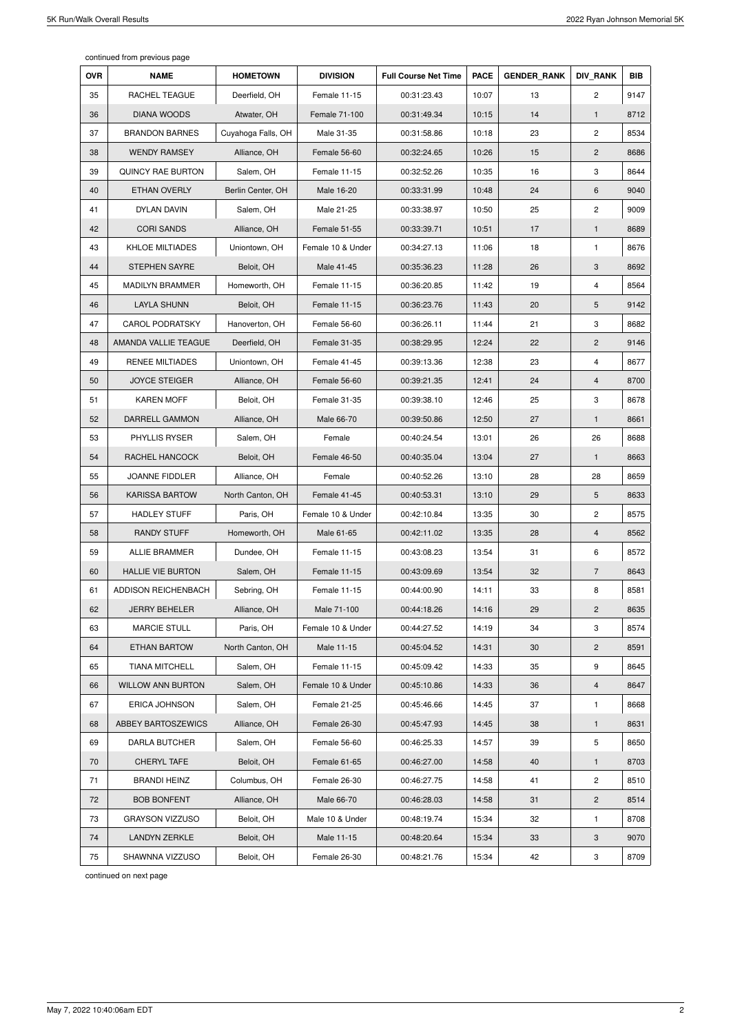continued from previous page

| OVR | NAME | HOMETOWN | DIVISION | Full Course Net Time | PACE | GENDER_RANK | DIV_RANK | BIB |
|---|---|---|---|---|---|---|---|---|
| 35 | RACHEL TEAGUE | Deerfield, OH | Female 11-15 | 00:31:23.43 | 10:07 | 13 | 2 | 9147 |
| 36 | DIANA WOODS | Atwater, OH | Female 71-100 | 00:31:49.34 | 10:15 | 14 | 1 | 8712 |
| 37 | BRANDON BARNES | Cuyahoga Falls, OH | Male 31-35 | 00:31:58.86 | 10:18 | 23 | 2 | 8534 |
| 38 | WENDY RAMSEY | Alliance, OH | Female 56-60 | 00:32:24.65 | 10:26 | 15 | 2 | 8686 |
| 39 | QUINCY RAE BURTON | Salem, OH | Female 11-15 | 00:32:52.26 | 10:35 | 16 | 3 | 8644 |
| 40 | ETHAN OVERLY | Berlin Center, OH | Male 16-20 | 00:33:31.99 | 10:48 | 24 | 6 | 9040 |
| 41 | DYLAN DAVIN | Salem, OH | Male 21-25 | 00:33:38.97 | 10:50 | 25 | 2 | 9009 |
| 42 | CORI SANDS | Alliance, OH | Female 51-55 | 00:33:39.71 | 10:51 | 17 | 1 | 8689 |
| 43 | KHLOE MILTIADES | Uniontown, OH | Female 10 & Under | 00:34:27.13 | 11:06 | 18 | 1 | 8676 |
| 44 | STEPHEN SAYRE | Beloit, OH | Male 41-45 | 00:35:36.23 | 11:28 | 26 | 3 | 8692 |
| 45 | MADILYN BRAMMER | Homeworth, OH | Female 11-15 | 00:36:20.85 | 11:42 | 19 | 4 | 8564 |
| 46 | LAYLA SHUNN | Beloit, OH | Female 11-15 | 00:36:23.76 | 11:43 | 20 | 5 | 9142 |
| 47 | CAROL PODRATSKY | Hanoverton, OH | Female 56-60 | 00:36:26.11 | 11:44 | 21 | 3 | 8682 |
| 48 | AMANDA VALLIE TEAGUE | Deerfield, OH | Female 31-35 | 00:38:29.95 | 12:24 | 22 | 2 | 9146 |
| 49 | RENEE MILTIADES | Uniontown, OH | Female 41-45 | 00:39:13.36 | 12:38 | 23 | 4 | 8677 |
| 50 | JOYCE STEIGER | Alliance, OH | Female 56-60 | 00:39:21.35 | 12:41 | 24 | 4 | 8700 |
| 51 | KAREN MOFF | Beloit, OH | Female 31-35 | 00:39:38.10 | 12:46 | 25 | 3 | 8678 |
| 52 | DARRELL GAMMON | Alliance, OH | Male 66-70 | 00:39:50.86 | 12:50 | 27 | 1 | 8661 |
| 53 | PHYLLIS RYSER | Salem, OH | Female | 00:40:24.54 | 13:01 | 26 | 26 | 8688 |
| 54 | RACHEL HANCOCK | Beloit, OH | Female 46-50 | 00:40:35.04 | 13:04 | 27 | 1 | 8663 |
| 55 | JOANNE FIDDLER | Alliance, OH | Female | 00:40:52.26 | 13:10 | 28 | 28 | 8659 |
| 56 | KARISSA BARTOW | North Canton, OH | Female 41-45 | 00:40:53.31 | 13:10 | 29 | 5 | 8633 |
| 57 | HADLEY STUFF | Paris, OH | Female 10 & Under | 00:42:10.84 | 13:35 | 30 | 2 | 8575 |
| 58 | RANDY STUFF | Homeworth, OH | Male 61-65 | 00:42:11.02 | 13:35 | 28 | 4 | 8562 |
| 59 | ALLIE BRAMMER | Dundee, OH | Female 11-15 | 00:43:08.23 | 13:54 | 31 | 6 | 8572 |
| 60 | HALLIE VIE BURTON | Salem, OH | Female 11-15 | 00:43:09.69 | 13:54 | 32 | 7 | 8643 |
| 61 | ADDISON REICHENBACH | Sebring, OH | Female 11-15 | 00:44:00.90 | 14:11 | 33 | 8 | 8581 |
| 62 | JERRY BEHELER | Alliance, OH | Male 71-100 | 00:44:18.26 | 14:16 | 29 | 2 | 8635 |
| 63 | MARCIE STULL | Paris, OH | Female 10 & Under | 00:44:27.52 | 14:19 | 34 | 3 | 8574 |
| 64 | ETHAN BARTOW | North Canton, OH | Male 11-15 | 00:45:04.52 | 14:31 | 30 | 2 | 8591 |
| 65 | TIANA MITCHELL | Salem, OH | Female 11-15 | 00:45:09.42 | 14:33 | 35 | 9 | 8645 |
| 66 | WILLOW ANN BURTON | Salem, OH | Female 10 & Under | 00:45:10.86 | 14:33 | 36 | 4 | 8647 |
| 67 | ERICA JOHNSON | Salem, OH | Female 21-25 | 00:45:46.66 | 14:45 | 37 | 1 | 8668 |
| 68 | ABBEY BARTOSZEWICS | Alliance, OH | Female 26-30 | 00:45:47.93 | 14:45 | 38 | 1 | 8631 |
| 69 | DARLA BUTCHER | Salem, OH | Female 56-60 | 00:46:25.33 | 14:57 | 39 | 5 | 8650 |
| 70 | CHERYL TAFE | Beloit, OH | Female 61-65 | 00:46:27.00 | 14:58 | 40 | 1 | 8703 |
| 71 | BRANDI HEINZ | Columbus, OH | Female 26-30 | 00:46:27.75 | 14:58 | 41 | 2 | 8510 |
| 72 | BOB BONFENT | Alliance, OH | Male 66-70 | 00:46:28.03 | 14:58 | 31 | 2 | 8514 |
| 73 | GRAYSON VIZZUSO | Beloit, OH | Male 10 & Under | 00:48:19.74 | 15:34 | 32 | 1 | 8708 |
| 74 | LANDYN ZERKLE | Beloit, OH | Male 11-15 | 00:48:20.64 | 15:34 | 33 | 3 | 9070 |
| 75 | SHAWNNA VIZZUSO | Beloit, OH | Female 26-30 | 00:48:21.76 | 15:34 | 42 | 3 | 8709 |

continued on next page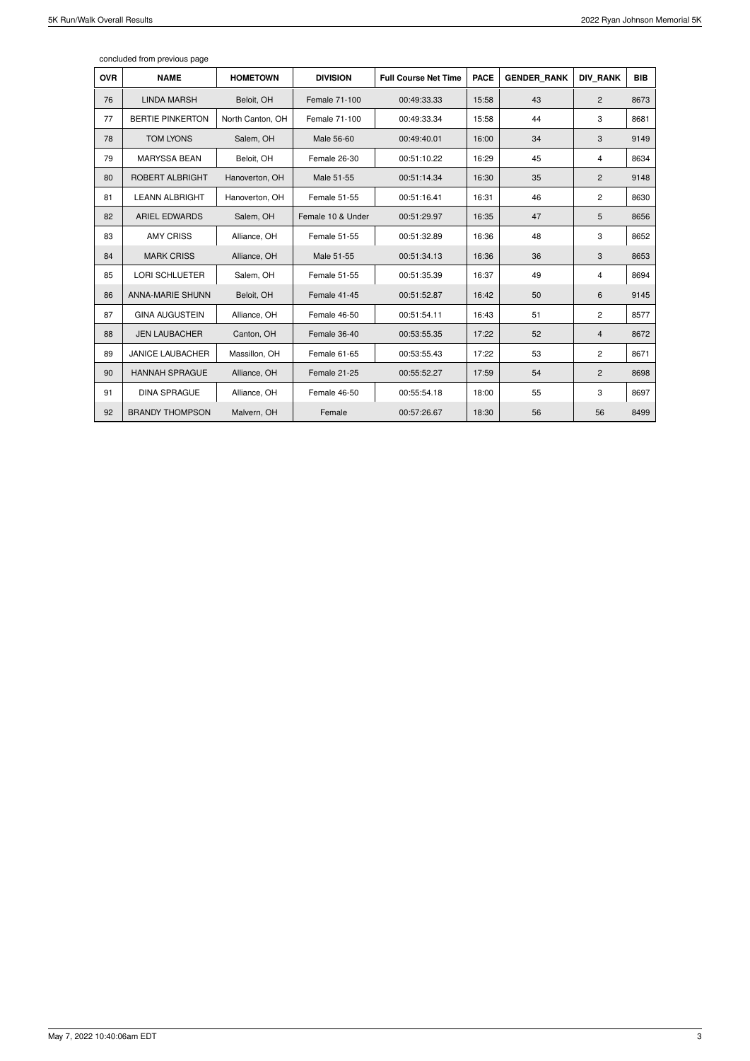concluded from previous page

| OVR | NAME | HOMETOWN | DIVISION | Full Course Net Time | PACE | GENDER_RANK | DIV_RANK | BIB |
|---|---|---|---|---|---|---|---|---|
| 76 | LINDA MARSH | Beloit, OH | Female 71-100 | 00:49:33.33 | 15:58 | 43 | 2 | 8673 |
| 77 | BERTIE PINKERTON | North Canton, OH | Female 71-100 | 00:49:33.34 | 15:58 | 44 | 3 | 8681 |
| 78 | TOM LYONS | Salem, OH | Male 56-60 | 00:49:40.01 | 16:00 | 34 | 3 | 9149 |
| 79 | MARYSSA BEAN | Beloit, OH | Female 26-30 | 00:51:10.22 | 16:29 | 45 | 4 | 8634 |
| 80 | ROBERT ALBRIGHT | Hanoverton, OH | Male 51-55 | 00:51:14.34 | 16:30 | 35 | 2 | 9148 |
| 81 | LEANN ALBRIGHT | Hanoverton, OH | Female 51-55 | 00:51:16.41 | 16:31 | 46 | 2 | 8630 |
| 82 | ARIEL EDWARDS | Salem, OH | Female 10 & Under | 00:51:29.97 | 16:35 | 47 | 5 | 8656 |
| 83 | AMY CRISS | Alliance, OH | Female 51-55 | 00:51:32.89 | 16:36 | 48 | 3 | 8652 |
| 84 | MARK CRISS | Alliance, OH | Male 51-55 | 00:51:34.13 | 16:36 | 36 | 3 | 8653 |
| 85 | LORI SCHLUETER | Salem, OH | Female 51-55 | 00:51:35.39 | 16:37 | 49 | 4 | 8694 |
| 86 | ANNA-MARIE SHUNN | Beloit, OH | Female 41-45 | 00:51:52.87 | 16:42 | 50 | 6 | 9145 |
| 87 | GINA AUGUSTEIN | Alliance, OH | Female 46-50 | 00:51:54.11 | 16:43 | 51 | 2 | 8577 |
| 88 | JEN LAUBACHER | Canton, OH | Female 36-40 | 00:53:55.35 | 17:22 | 52 | 4 | 8672 |
| 89 | JANICE LAUBACHER | Massillon, OH | Female 61-65 | 00:53:55.43 | 17:22 | 53 | 2 | 8671 |
| 90 | HANNAH SPRAGUE | Alliance, OH | Female 21-25 | 00:55:52.27 | 17:59 | 54 | 2 | 8698 |
| 91 | DINA SPRAGUE | Alliance, OH | Female 46-50 | 00:55:54.18 | 18:00 | 55 | 3 | 8697 |
| 92 | BRANDY THOMPSON | Malvern, OH | Female | 00:57:26.67 | 18:30 | 56 | 56 | 8499 |

May 7, 2022 10:40:06am EDT